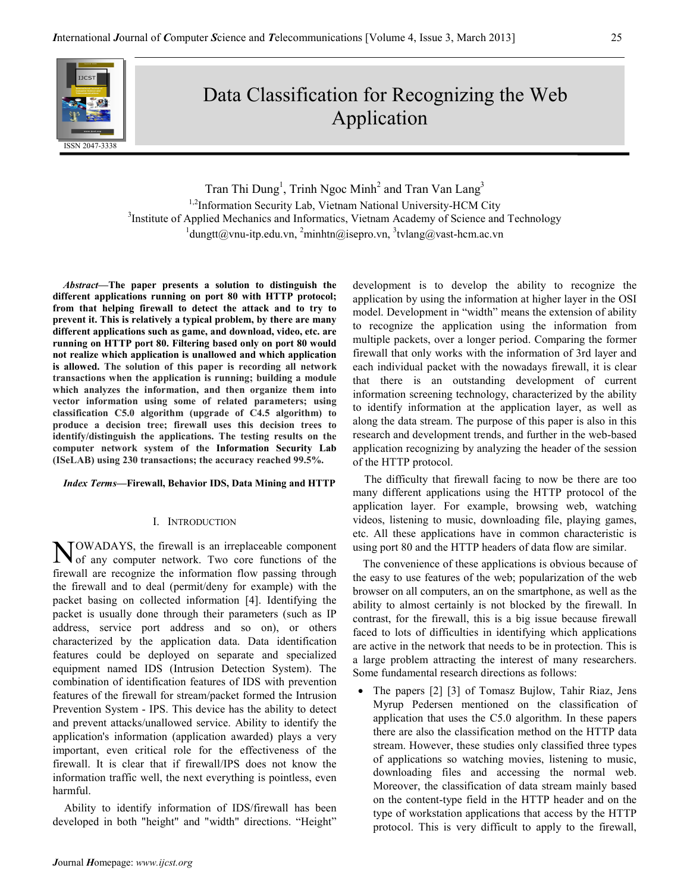# Data Classification for Recognizing the Web Application

Tran Thi Dung[1], Trinh Ngoc Minh[2] and Tran Van Lang[3]

[1,2]Information Security Lab, Vietnam National University-HCM City
[3]Institute of Applied Mechanics and Informatics, Vietnam Academy of Science and Technology
[1]dungtt@vnu-itp.edu.vn, [2]minhtn@isepro.vn, [3]tvlang@vast-hcm.ac.vn

***Abstract*—The paper presents a solution to distinguish the different applications running on port 80 with HTTP protocol; from that helping firewall to detect the attack and to try to prevent it. This is relatively a typical problem, by there are many different applications such as game, and download, video, etc. are running on HTTP port 80. Filtering based only on port 80 would not realize which application is unallowed and which application is allowed. The solution of this paper is recording all network transactions when the application is running; building a module which analyzes the information, and then organize them into vector information using some of related parameters; using classification C5.0 algorithm (upgrade of C4.5 algorithm) to produce a decision tree; firewall uses this decision trees to identify/distinguish the applications. The testing results on the computer network system of the Information Security Lab (ISeLAB) using 230 transactions; the accuracy reached 99.5%.**

***Index Terms*—Firewall, Behavior IDS, Data Mining and HTTP**

## I. Introduction

Nowadays, the firewall is an irreplaceable component of any computer network. Two core functions of the firewall are recognize the information flow passing through the firewall and to deal (permit/deny for example) with the packet basing on collected information [4]. Identifying the packet is usually done through their parameters (such as IP address, service port address and so on), or others characterized by the application data. Data identification features could be deployed on separate and specialized equipment named IDS (Intrusion Detection System). The combination of identification features of IDS with prevention features of the firewall for stream/packet formed the Intrusion Prevention System - IPS. This device has the ability to detect and prevent attacks/unallowed service. Ability to identify the application's information (application awarded) plays a very important, even critical role for the effectiveness of the firewall. It is clear that if firewall/IPS does not know the information traffic well, the next everything is pointless, even harmful.

Ability to identify information of IDS/firewall has been developed in both "height" and "width" directions. "Height" development is to develop the ability to recognize the application by using the information at higher layer in the OSI model. Development in "width" means the extension of ability to recognize the application using the information from multiple packets, over a longer period. Comparing the former firewall that only works with the information of 3rd layer and each individual packet with the nowadays firewall, it is clear that there is an outstanding development of current information screening technology, characterized by the ability to identify information at the application layer, as well as along the data stream. The purpose of this paper is also in this research and development trends, and further in the web-based application recognizing by analyzing the header of the session of the HTTP protocol.

The difficulty that firewall facing to now be there are too many different applications using the HTTP protocol of the application layer. For example, browsing web, watching videos, listening to music, downloading file, playing games, etc. All these applications have in common characteristic is using port 80 and the HTTP headers of data flow are similar.

The convenience of these applications is obvious because of the easy to use features of the web; popularization of the web browser on all computers, an on the smartphone, as well as the ability to almost certainly is not blocked by the firewall. In contrast, for the firewall, this is a big issue because firewall faced to lots of difficulties in identifying which applications are active in the network that needs to be in protection. This is a large problem attracting the interest of many researchers. Some fundamental research directions as follows:

- The papers [2] [3] of Tomasz Bujlow, Tahir Riaz, Jens Myrup Pedersen mentioned on the classification of application that uses the C5.0 algorithm. In these papers there are also the classification method on the HTTP data stream. However, these studies only classified three types of applications so watching movies, listening to music, downloading files and accessing the normal web. Moreover, the classification of data stream mainly based on the content-type field in the HTTP header and on the type of workstation applications that access by the HTTP protocol. This is very difficult to apply to the firewall,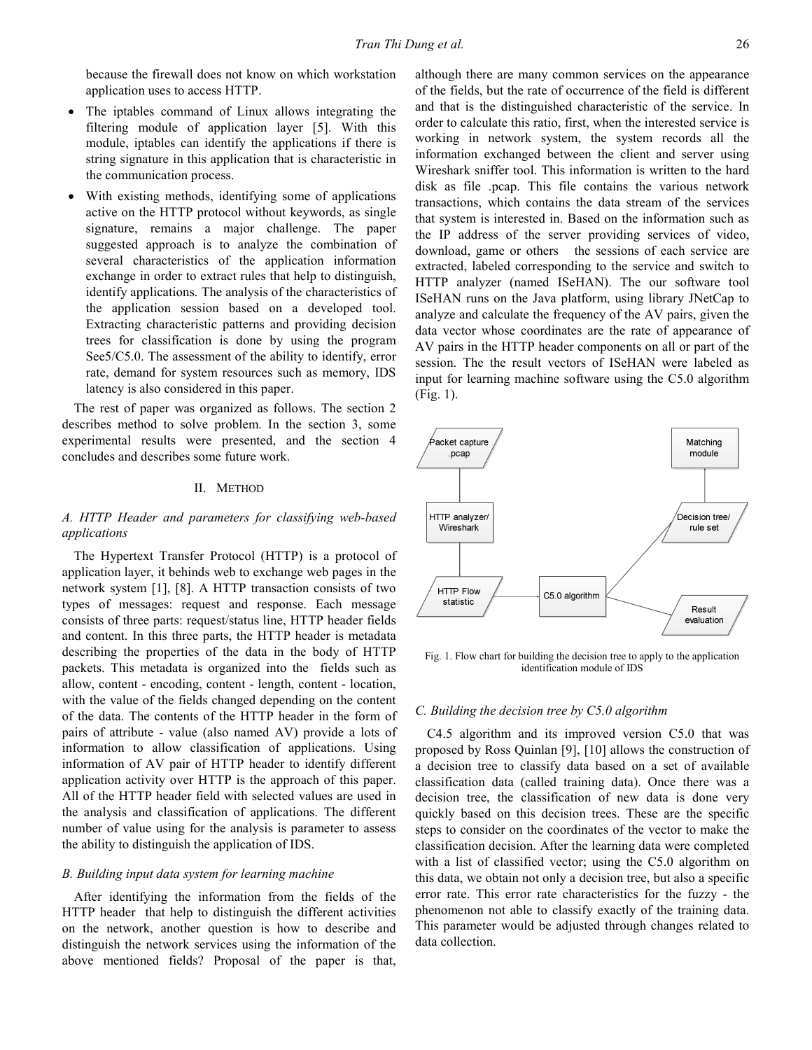because the firewall does not know on which workstation application uses to access HTTP.

- The iptables command of Linux allows integrating the filtering module of application layer [5]. With this module, iptables can identify the applications if there is string signature in this application that is characteristic in the communication process.
- With existing methods, identifying some of applications active on the HTTP protocol without keywords, as single signature, remains a major challenge. The paper suggested approach is to analyze the combination of several characteristics of the application information exchange in order to extract rules that help to distinguish, identify applications. The analysis of the characteristics of the application session based on a developed tool. Extracting characteristic patterns and providing decision trees for classification is done by using the program See5/C5.0. The assessment of the ability to identify, error rate, demand for system resources such as memory, IDS latency is also considered in this paper.

The rest of paper was organized as follows. The section 2 describes method to solve problem. In the section 3, some experimental results were presented, and the section 4 concludes and describes some future work.

## II. Method

### A. HTTP Header and parameters for classifying web-based applications

The Hypertext Transfer Protocol (HTTP) is a protocol of application layer, it behinds web to exchange web pages in the network system [1], [8]. A HTTP transaction consists of two types of messages: request and response. Each message consists of three parts: request/status line, HTTP header fields and content. In this three parts, the HTTP header is metadata describing the properties of the data in the body of HTTP packets. This metadata is organized into the fields such as allow, content - encoding, content - length, content - location, with the value of the fields changed depending on the content of the data. The contents of the HTTP header in the form of pairs of attribute - value (also named AV) provide a lots of information to allow classification of applications. Using information of AV pair of HTTP header to identify different application activity over HTTP is the approach of this paper. All of the HTTP header field with selected values are used in the analysis and classification of applications. The different number of value using for the analysis is parameter to assess the ability to distinguish the application of IDS.

### B. Building input data system for learning machine

After identifying the information from the fields of the HTTP header that help to distinguish the different activities on the network, another question is how to describe and distinguish the network services using the information of the above mentioned fields? Proposal of the paper is that, although there are many common services on the appearance of the fields, but the rate of occurrence of the field is different and that is the distinguished characteristic of the service. In order to calculate this ratio, first, when the interested service is working in network system, the system records all the information exchanged between the client and server using Wireshark sniffer tool. This information is written to the hard disk as file .pcap. This file contains the various network transactions, which contains the data stream of the services that system is interested in. Based on the information such as the IP address of the server providing services of video, download, game or others the sessions of each service are extracted, labeled corresponding to the service and switch to HTTP analyzer (named ISeHAN). The our software tool ISeHAN runs on the Java platform, using library JNetCap to analyze and calculate the frequency of the AV pairs, given the data vector whose coordinates are the rate of appearance of AV pairs in the HTTP header components on all or part of the session. The the result vectors of ISeHAN were labeled as input for learning machine software using the C5.0 algorithm (Fig. 1).

Packet capture .pcap → HTTP analyzer/ Wireshark → HTTP Flow statistic → C5.0 algorithm → Decision tree/ rule set → Matching module; C5.0 algorithm → Result evaluation

Fig. 1. Flow chart for building the decision tree to apply to the application identification module of IDS

### C. Building the decision tree by C5.0 algorithm

C4.5 algorithm and its improved version C5.0 that was proposed by Ross Quinlan [9], [10] allows the construction of a decision tree to classify data based on a set of available classification data (called training data). Once there was a decision tree, the classification of new data is done very quickly based on this decision trees. These are the specific steps to consider on the coordinates of the vector to make the classification decision. After the learning data were completed with a list of classified vector; using the C5.0 algorithm on this data, we obtain not only a decision tree, but also a specific error rate. This error rate characteristics for the fuzzy - the phenomenon not able to classify exactly of the training data. This parameter would be adjusted through changes related to data collection.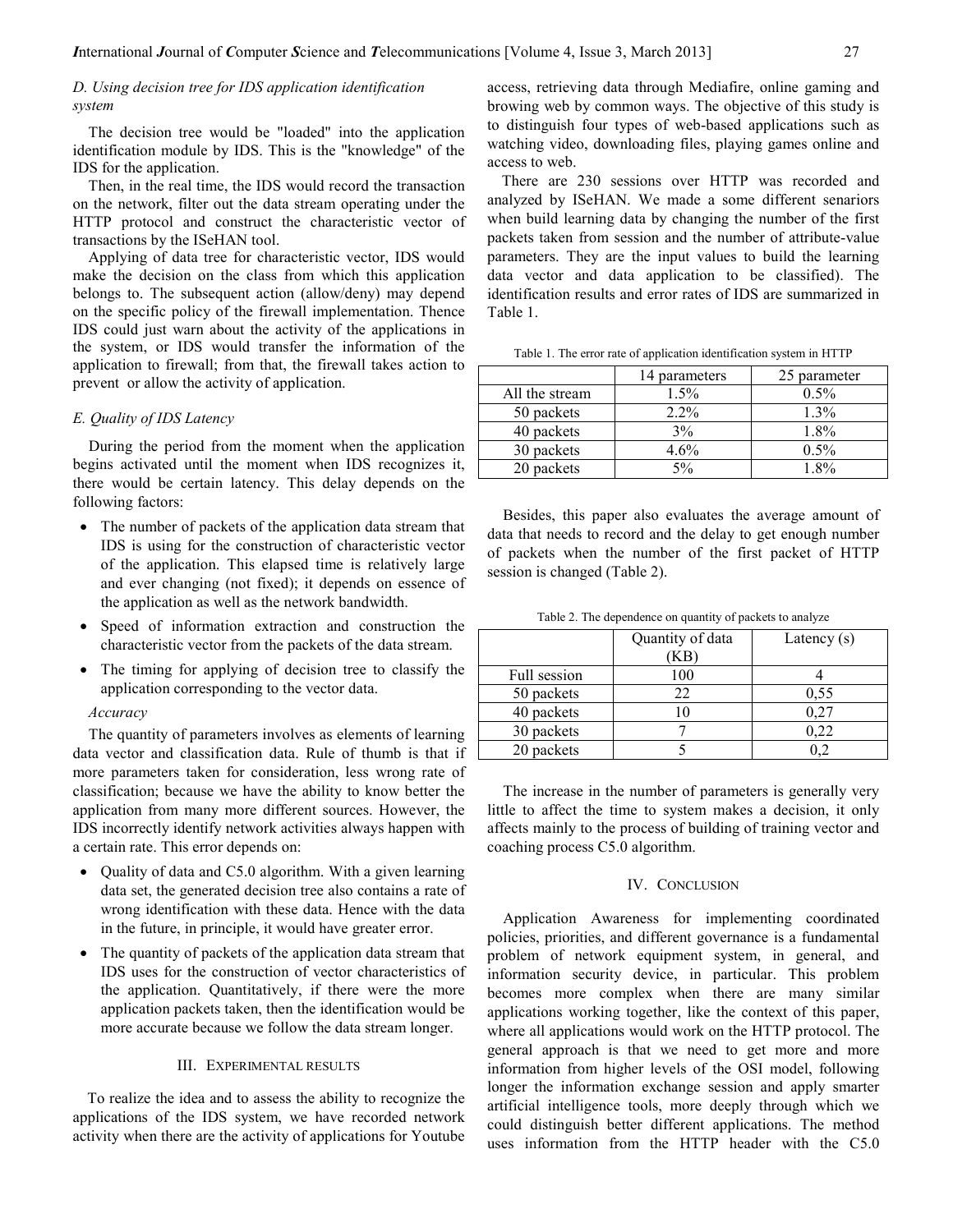### D. Using decision tree for IDS application identification system

The decision tree would be "loaded" into the application identification module by IDS. This is the "knowledge" of the IDS for the application.

Then, in the real time, the IDS would record the transaction on the network, filter out the data stream operating under the HTTP protocol and construct the characteristic vector of transactions by the ISeHAN tool.

Applying of data tree for characteristic vector, IDS would make the decision on the class from which this application belongs to. The subsequent action (allow/deny) may depend on the specific policy of the firewall implementation. Thence IDS could just warn about the activity of the applications in the system, or IDS would transfer the information of the application to firewall; from that, the firewall takes action to prevent or allow the activity of application.

### E. Quality of IDS Latency

During the period from the moment when the application begins activated until the moment when IDS recognizes it, there would be certain latency. This delay depends on the following factors:

- The number of packets of the application data stream that IDS is using for the construction of characteristic vector of the application. This elapsed time is relatively large and ever changing (not fixed); it depends on essence of the application as well as the network bandwidth.
- Speed of information extraction and construction the characteristic vector from the packets of the data stream.
- The timing for applying of decision tree to classify the application corresponding to the vector data.

*Accuracy*

The quantity of parameters involves as elements of learning data vector and classification data. Rule of thumb is that if more parameters taken for consideration, less wrong rate of classification; because we have the ability to know better the application from many more different sources. However, the IDS incorrectly identify network activities always happen with a certain rate. This error depends on:

- Quality of data and C5.0 algorithm. With a given learning data set, the generated decision tree also contains a rate of wrong identification with these data. Hence with the data in the future, in principle, it would have greater error.
- The quantity of packets of the application data stream that IDS uses for the construction of vector characteristics of the application. Quantitatively, if there were the more application packets taken, then the identification would be more accurate because we follow the data stream longer.

## III. Experimental Results

To realize the idea and to assess the ability to recognize the applications of the IDS system, we have recorded network activity when there are the activity of applications for Youtube access, retrieving data through Mediafire, online gaming and browing web by common ways. The objective of this study is to distinguish four types of web-based applications such as watching video, downloading files, playing games online and access to web.

There are 230 sessions over HTTP was recorded and analyzed by ISeHAN. We made a some different senariors when build learning data by changing the number of the first packets taken from session and the number of attribute-value parameters. They are the input values to build the learning data vector and data application to be classified). The identification results and error rates of IDS are summarized in Table 1.

Table 1. The error rate of application identification system in HTTP

| | 14 parameters | 25 parameter |
|---|---|---|
| All the stream | 1.5% | 0.5% |
| 50 packets | 2.2% | 1.3% |
| 40 packets | 3% | 1.8% |
| 30 packets | 4.6% | 0.5% |
| 20 packets | 5% | 1.8% |

Besides, this paper also evaluates the average amount of data that needs to record and the delay to get enough number of packets when the number of the first packet of HTTP session is changed (Table 2).

Table 2. The dependence on quantity of packets to analyze

| | Quantity of data (KB) | Latency (s) |
|---|---|---|
| Full session | 100 | 4 |
| 50 packets | 22 | 0,55 |
| 40 packets | 10 | 0,27 |
| 30 packets | 7 | 0,22 |
| 20 packets | 5 | 0,2 |

The increase in the number of parameters is generally very little to affect the time to system makes a decision, it only affects mainly to the process of building of training vector and coaching process C5.0 algorithm.

## IV. Conclusion

Application Awareness for implementing coordinated policies, priorities, and different governance is a fundamental problem of network equipment system, in general, and information security device, in particular. This problem becomes more complex when there are many similar applications working together, like the context of this paper, where all applications would work on the HTTP protocol. The general approach is that we need to get more and more information from higher levels of the OSI model, following longer the information exchange session and apply smarter artificial intelligence tools, more deeply through which we could distinguish better different applications. The method uses information from the HTTP header with the C5.0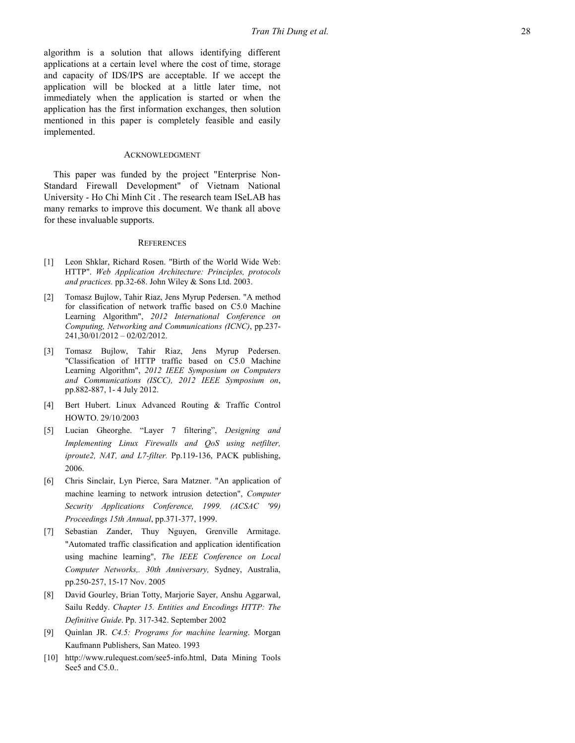algorithm is a solution that allows identifying different applications at a certain level where the cost of time, storage and capacity of IDS/IPS are acceptable. If we accept the application will be blocked at a little later time, not immediately when the application is started or when the application has the first information exchanges, then solution mentioned in this paper is completely feasible and easily implemented.

## Acknowledgment

This paper was funded by the project "Enterprise Non-Standard Firewall Development" of Vietnam National University - Ho Chi Minh Cit . The research team ISeLAB has many remarks to improve this document. We thank all above for these invaluable supports.

## References

[1] Leon Shklar, Richard Rosen. "Birth of the World Wide Web: HTTP". *Web Application Architecture: Principles, protocols and practices.* pp.32-68. John Wiley & Sons Ltd. 2003.

[2] Tomasz Bujlow, Tahir Riaz, Jens Myrup Pedersen. "A method for classification of network traffic based on C5.0 Machine Learning Algorithm", *2012 International Conference on Computing, Networking and Communications (ICNC)*, pp.237-241,30/01/2012 – 02/02/2012.

[3] Tomasz Bujlow, Tahir Riaz, Jens Myrup Pedersen. "Classification of HTTP traffic based on C5.0 Machine Learning Algorithm", *2012 IEEE Symposium on Computers and Communications (ISCC), 2012 IEEE Symposium on*, pp.882-887, 1- 4 July 2012.

[4] Bert Hubert. Linux Advanced Routing & Traffic Control HOWTO. 29/10/2003

[5] Lucian Gheorghe. "Layer 7 filtering", *Designing and Implementing Linux Firewalls and QoS using netfilter, iproute2, NAT, and L7-filter.* Pp.119-136, PACK publishing, 2006.

[6] Chris Sinclair, Lyn Pierce, Sara Matzner. "An application of machine learning to network intrusion detection", *Computer Security Applications Conference, 1999. (ACSAC '99) Proceedings 15th Annual*, pp.371-377, 1999.

[7] Sebastian Zander, Thuy Nguyen, Grenville Armitage. "Automated traffic classification and application identification using machine learning", *The IEEE Conference on Local Computer Networks,. 30th Anniversary,* Sydney, Australia, pp.250-257, 15-17 Nov. 2005

[8] David Gourley, Brian Totty, Marjorie Sayer, Anshu Aggarwal, Sailu Reddy. *Chapter 15. Entities and Encodings HTTP: The Definitive Guide*. Pp. 317-342. September 2002

[9] Quinlan JR. *C4.5: Programs for machine learning*. Morgan Kaufmann Publishers, San Mateo. 1993

[10] http://www.rulequest.com/see5-info.html, Data Mining Tools See5 and C5.0..